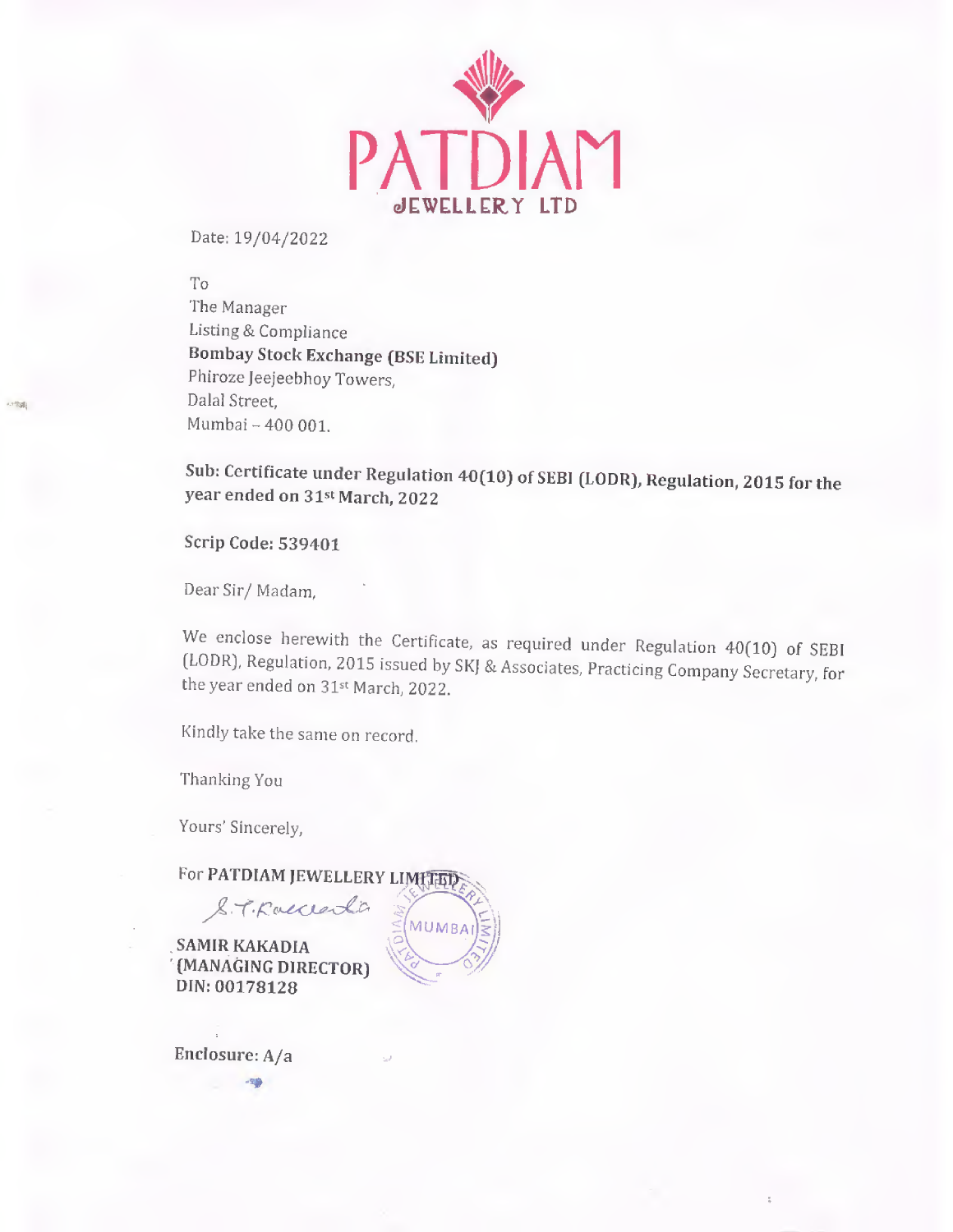**PATDIAM**
**JEWELLERY LTD**

Date: 19/04/2022

To
The Manager
Listing & Compliance
**Bombay Stock Exchange (BSE Limited)**
Phiroze Jeejeebhoy Towers,
Dalal Street,
Mumbai – 400 001.

**Sub: Certificate under Regulation 40(10) of SEBI (LODR), Regulation, 2015 for the year ended on 31st March, 2022**

**Scrip Code: 539401**

Dear Sir/ Madam,

We enclose herewith the Certificate, as required under Regulation 40(10) of SEBI (LODR), Regulation, 2015 issued by SKJ & Associates, Practicing Company Secretary, for the year ended on 31st March, 2022.

Kindly take the same on record.

Thanking You

Yours' Sincerely,

For **PATDIAM JEWELLERY LIMITED**

**SAMIR KAKADIA**
**(MANAGING DIRECTOR)**
**DIN: 00178128**

**Enclosure: A/a**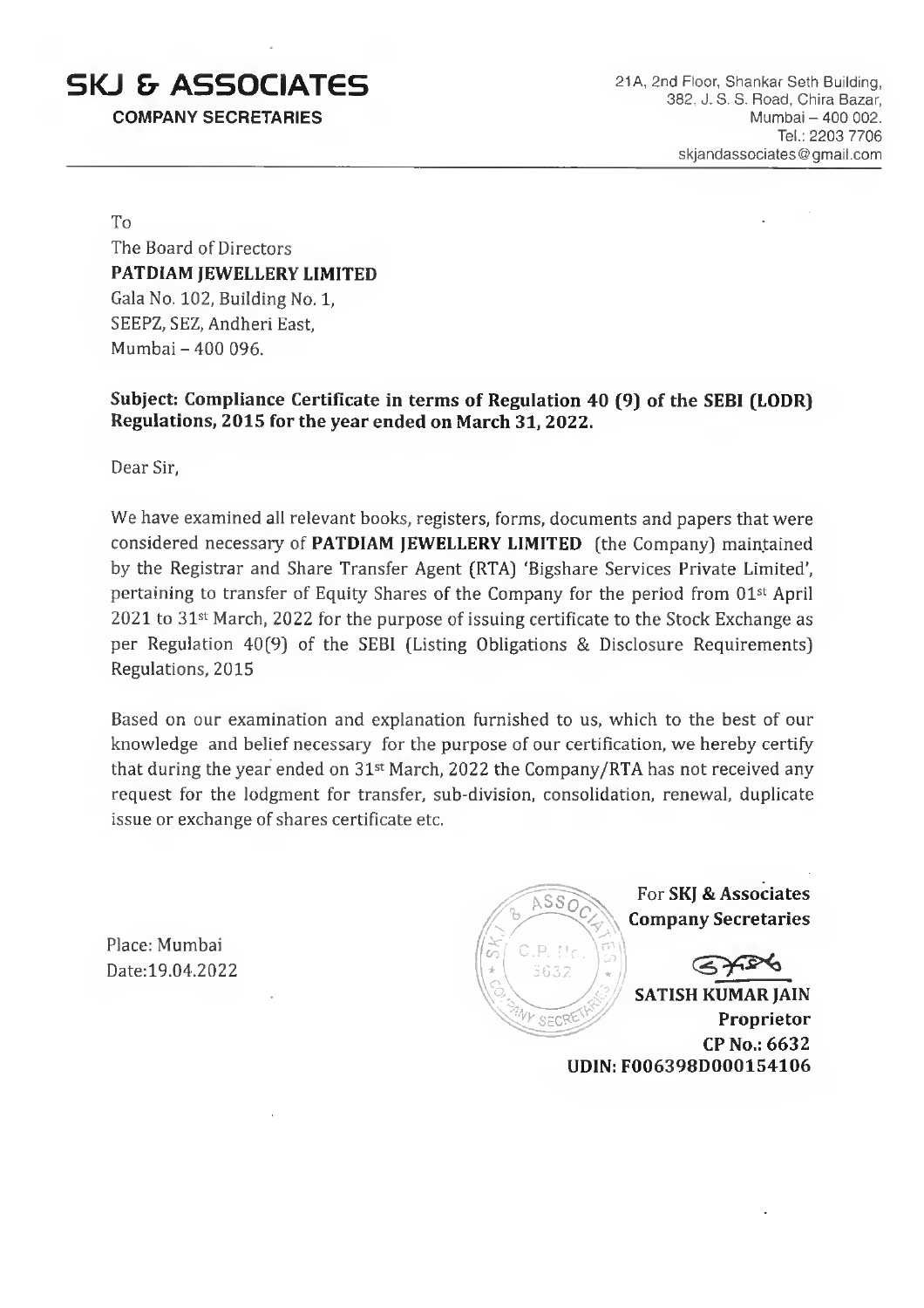# SKJ & ASSOCIATES

**COMPANY SECRETARIES**

21A, 2nd Floor, Shankar Seth Building,
382, J. S. S. Road, Chira Bazar,
Mumbai – 400 002.
Tel.: 2203 7706
skjandassociates@gmail.com

---

To
The Board of Directors
**PATDIAM JEWELLERY LIMITED**
Gala No. 102, Building No. 1,
SEEPZ, SEZ, Andheri East,
Mumbai – 400 096.

**Subject: Compliance Certificate in terms of Regulation 40 (9) of the SEBI (LODR) Regulations, 2015 for the year ended on March 31, 2022.**

Dear Sir,

We have examined all relevant books, registers, forms, documents and papers that were considered necessary of **PATDIAM JEWELLERY LIMITED** (the Company) maintained by the Registrar and Share Transfer Agent (RTA) 'Bigshare Services Private Limited', pertaining to transfer of Equity Shares of the Company for the period from 01st April 2021 to 31st March, 2022 for the purpose of issuing certificate to the Stock Exchange as per Regulation 40(9) of the SEBI (Listing Obligations & Disclosure Requirements) Regulations, 2015

Based on our examination and explanation furnished to us, which to the best of our knowledge and belief necessary for the purpose of our certification, we hereby certify that during the year ended on 31st March, 2022 the Company/RTA has not received any request for the lodgment for transfer, sub-division, consolidation, renewal, duplicate issue or exchange of shares certificate etc.

Place: Mumbai
Date:19.04.2022

For **SKJ & Associates**
**Company Secretaries**

**SATISH KUMAR JAIN**
**Proprietor**
**CP No.: 6632**
**UDIN: F006398D000154106**